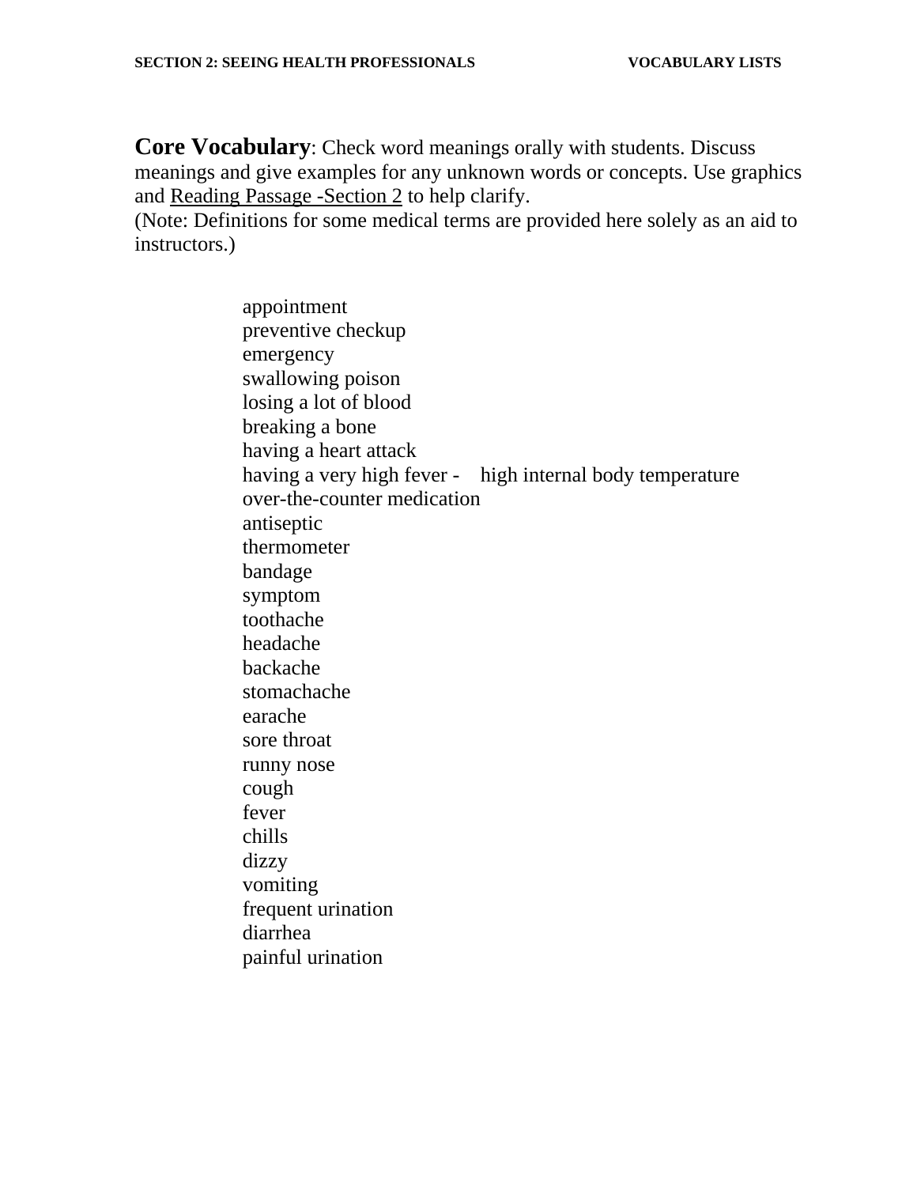**Core Vocabulary**: Check word meanings orally with students. Discuss meanings and give examples for any unknown words or concepts. Use graphics and Reading Passage -Section 2 to help clarify.
(Note: Definitions for some medical terms are provided here solely as an aid to instructors.)

appointment
preventive checkup
emergency
swallowing poison
losing a lot of blood
breaking a bone
having a heart attack
having a very high fever - high internal body temperature
over-the-counter medication
antiseptic
thermometer
bandage
symptom
toothache
headache
backache
stomachache
earache
sore throat
runny nose
cough
fever
chills
dizzy
vomiting
frequent urination
diarrhea
painful urination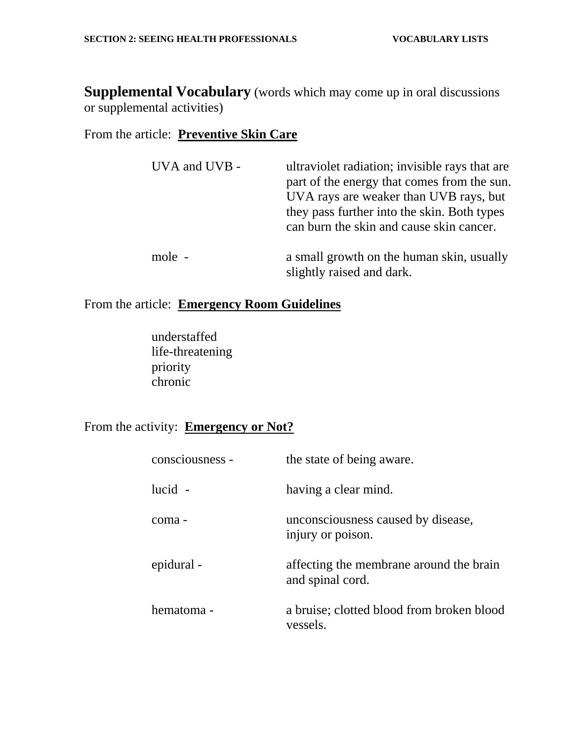**Supplemental Vocabulary** (words which may come up in oral discussions or supplemental activities)

From the article: **Preventive Skin Care**

UVA and UVB - ultraviolet radiation; invisible rays that are part of the energy that comes from the sun. UVA rays are weaker than UVB rays, but they pass further into the skin. Both types can burn the skin and cause skin cancer.

mole - a small growth on the human skin, usually slightly raised and dark.

From the article: **Emergency Room Guidelines**

understaffed
life-threatening
priority
chronic

From the activity: **Emergency or Not?**

consciousness - the state of being aware.

lucid - having a clear mind.

coma - unconsciousness caused by disease, injury or poison.

epidural - affecting the membrane around the brain and spinal cord.

hematoma - a bruise; clotted blood from broken blood vessels.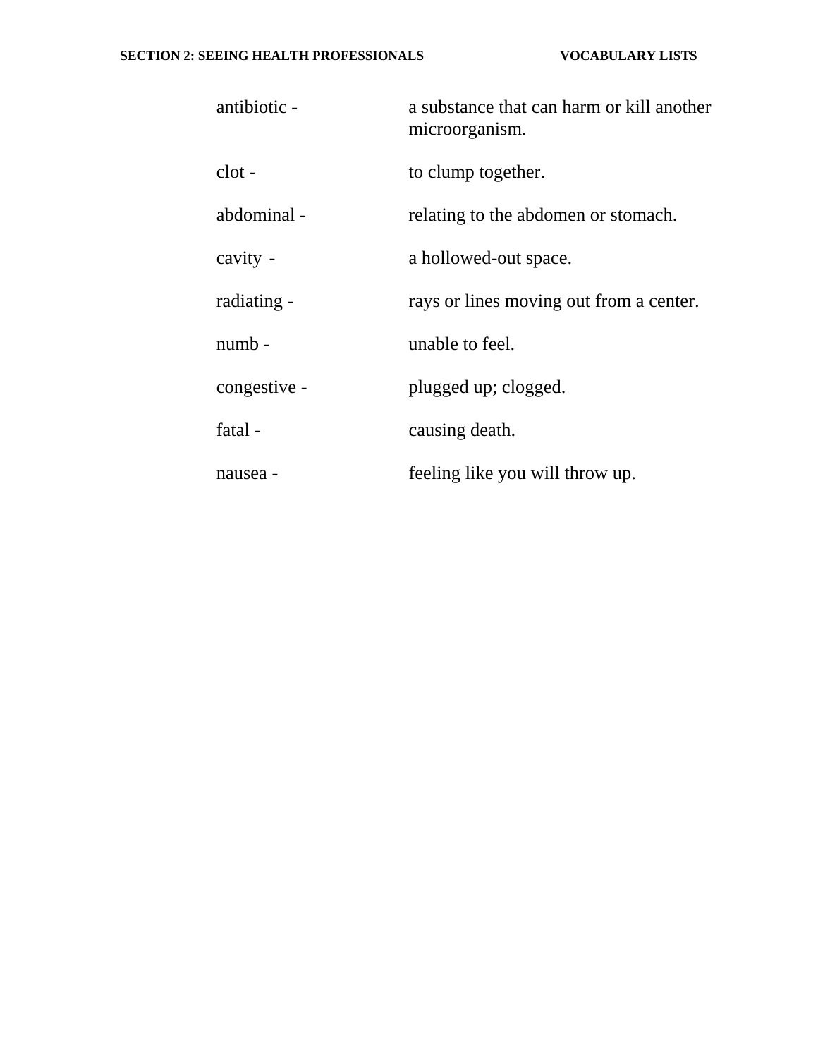antibiotic - a substance that can harm or kill another microorganism.

clot - to clump together.

abdominal - relating to the abdomen or stomach.

cavity - a hollowed-out space.

radiating - rays or lines moving out from a center.

numb - unable to feel.

congestive - plugged up; clogged.

fatal - causing death.

nausea - feeling like you will throw up.